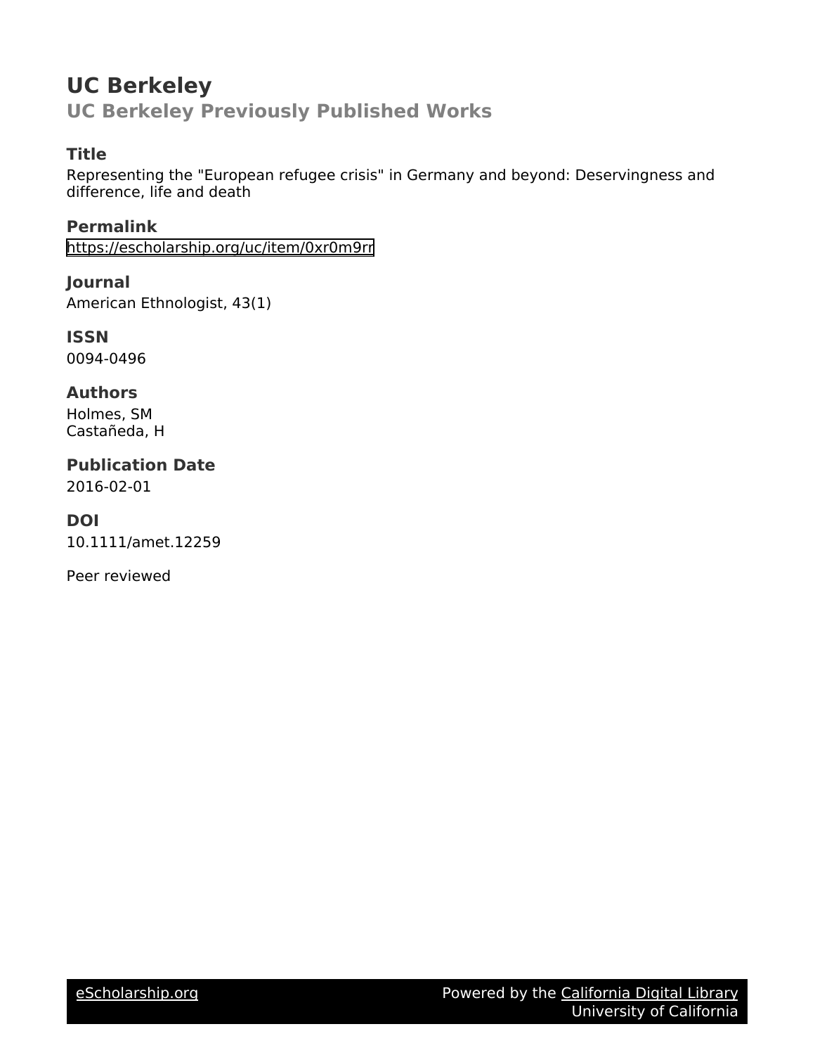# UC Berkeley

## UC Berkeley Previously Published Works

### Title

Representing the "European refugee crisis" in Germany and beyond: Deservingness and difference, life and death

### Permalink

https://escholarship.org/uc/item/0xr0m9rr

### Journal

American Ethnologist, 43(1)

### ISSN

0094-0496

### Authors

Holmes, SM
Castañeda, H

### Publication Date

2016-02-01

### DOI

10.1111/amet.12259

Peer reviewed

eScholarship.org Powered by the California Digital Library University of California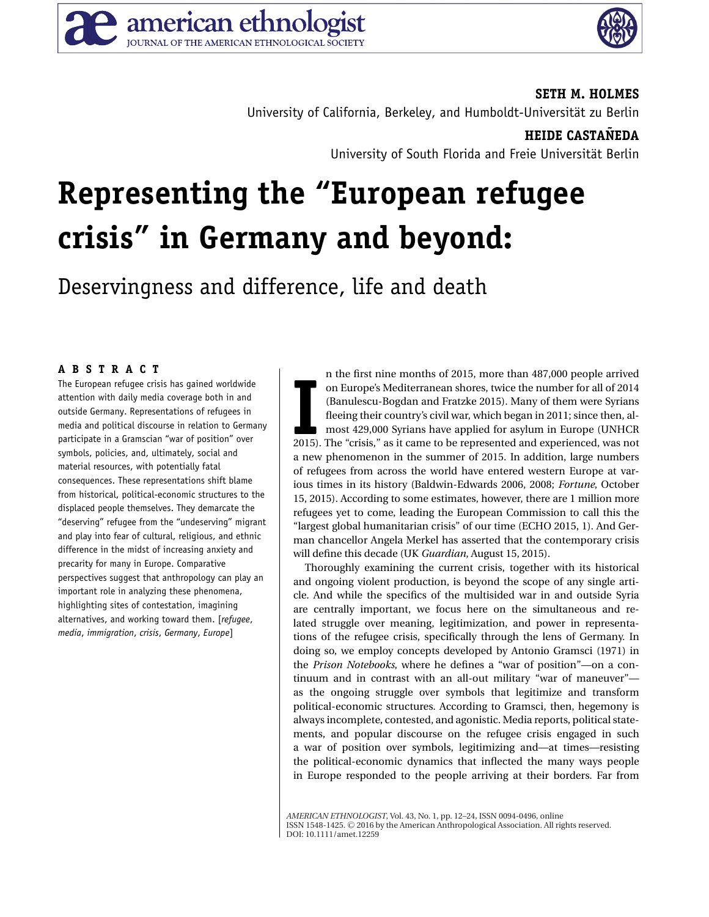**SETH M. HOLMES**
University of California, Berkeley, and Humboldt-Universität zu Berlin

**HEIDE CASTAÑEDA**
University of South Florida and Freie Universität Berlin

# Representing the "European refugee crisis" in Germany and beyond:

## Deservingness and difference, life and death

**ABSTRACT**

The European refugee crisis has gained worldwide attention with daily media coverage both in and outside Germany. Representations of refugees in media and political discourse in relation to Germany participate in a Gramscian "war of position" over symbols, policies, and, ultimately, social and material resources, with potentially fatal consequences. These representations shift blame from historical, political-economic structures to the displaced people themselves. They demarcate the "deserving" refugee from the "undeserving" migrant and play into fear of cultural, religious, and ethnic difference in the midst of increasing anxiety and precarity for many in Europe. Comparative perspectives suggest that anthropology can play an important role in analyzing these phenomena, highlighting sites of contestation, imagining alternatives, and working toward them. [*refugee*, *media*, *immigration*, *crisis*, *Germany*, *Europe*]

In the first nine months of 2015, more than 487,000 people arrived on Europe's Mediterranean shores, twice the number for all of 2014 (Banulescu-Bogdan and Fratzke 2015). Many of them were Syrians fleeing their country's civil war, which began in 2011; since then, almost 429,000 Syrians have applied for asylum in Europe (UNHCR 2015). The "crisis," as it came to be represented and experienced, was not a new phenomenon in the summer of 2015. In addition, large numbers of refugees from across the world have entered western Europe at various times in its history (Baldwin-Edwards 2006, 2008; *Fortune*, October 15, 2015). According to some estimates, however, there are 1 million more refugees yet to come, leading the European Commission to call this the "largest global humanitarian crisis" of our time (ECHO 2015, 1). And German chancellor Angela Merkel has asserted that the contemporary crisis will define this decade (UK *Guardian*, August 15, 2015).

Thoroughly examining the current crisis, together with its historical and ongoing violent production, is beyond the scope of any single article. And while the specifics of the multisided war in and outside Syria are centrally important, we focus here on the simultaneous and related struggle over meaning, legitimization, and power in representations of the refugee crisis, specifically through the lens of Germany. In doing so, we employ concepts developed by Antonio Gramsci (1971) in the *Prison Notebooks*, where he defines a "war of position"—on a continuum and in contrast with an all-out military "war of maneuver"—as the ongoing struggle over symbols that legitimize and transform political-economic structures. According to Gramsci, then, hegemony is always incomplete, contested, and agonistic. Media reports, political statements, and popular discourse on the refugee crisis engaged in such a war of position over symbols, legitimizing and—at times—resisting the political-economic dynamics that inflected the many ways people in Europe responded to the people arriving at their borders. Far from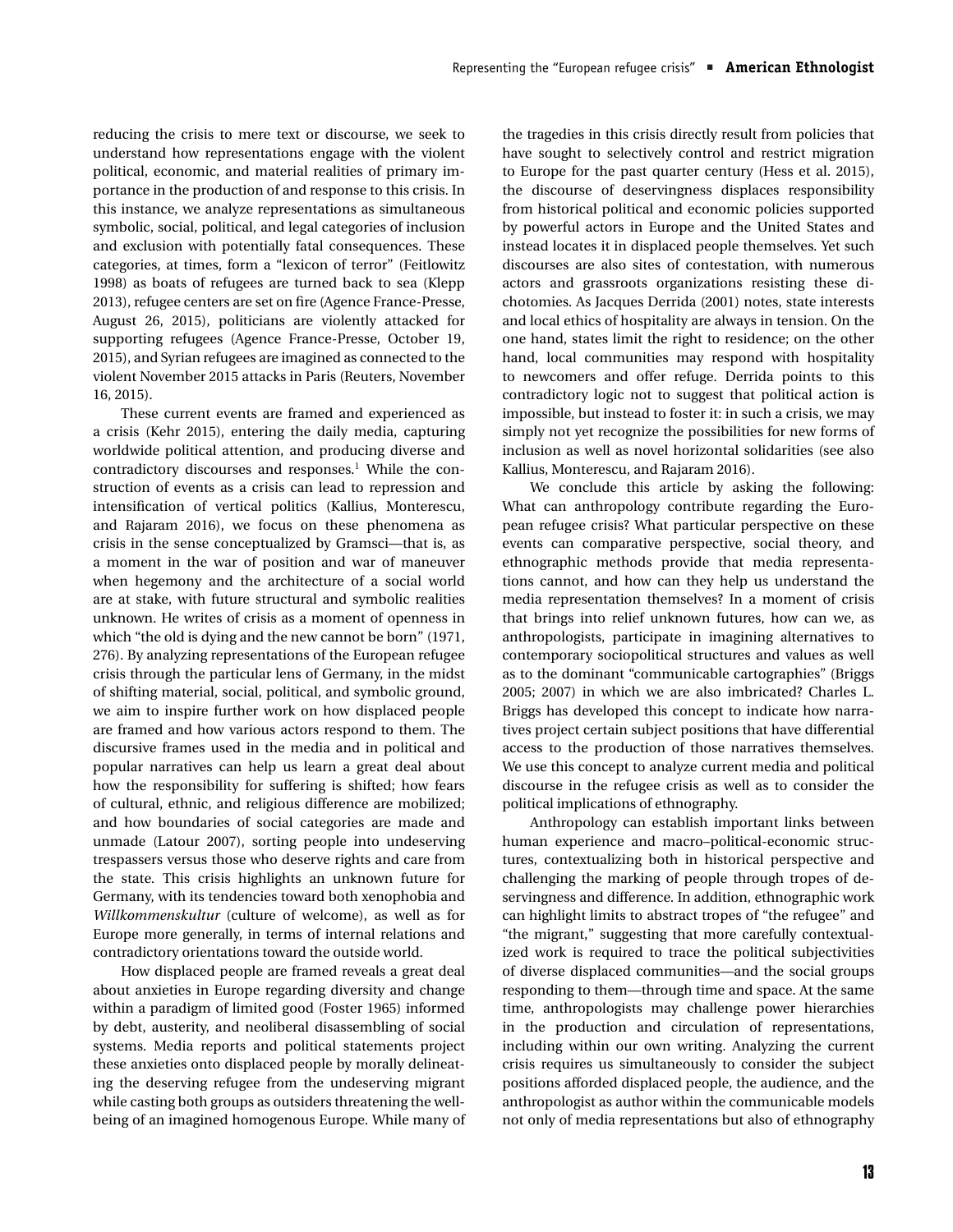reducing the crisis to mere text or discourse, we seek to understand how representations engage with the violent political, economic, and material realities of primary importance in the production of and response to this crisis. In this instance, we analyze representations as simultaneous symbolic, social, political, and legal categories of inclusion and exclusion with potentially fatal consequences. These categories, at times, form a "lexicon of terror" (Feitlowitz 1998) as boats of refugees are turned back to sea (Klepp 2013), refugee centers are set on fire (Agence France-Presse, August 26, 2015), politicians are violently attacked for supporting refugees (Agence France-Presse, October 19, 2015), and Syrian refugees are imagined as connected to the violent November 2015 attacks in Paris (Reuters, November 16, 2015).

These current events are framed and experienced as a crisis (Kehr 2015), entering the daily media, capturing worldwide political attention, and producing diverse and contradictory discourses and responses.[1] While the construction of events as a crisis can lead to repression and intensification of vertical politics (Kallius, Monterescu, and Rajaram 2016), we focus on these phenomena as crisis in the sense conceptualized by Gramsci—that is, as a moment in the war of position and war of maneuver when hegemony and the architecture of a social world are at stake, with future structural and symbolic realities unknown. He writes of crisis as a moment of openness in which "the old is dying and the new cannot be born" (1971, 276). By analyzing representations of the European refugee crisis through the particular lens of Germany, in the midst of shifting material, social, political, and symbolic ground, we aim to inspire further work on how displaced people are framed and how various actors respond to them. The discursive frames used in the media and in political and popular narratives can help us learn a great deal about how the responsibility for suffering is shifted; how fears of cultural, ethnic, and religious difference are mobilized; and how boundaries of social categories are made and unmade (Latour 2007), sorting people into undeserving trespassers versus those who deserve rights and care from the state. This crisis highlights an unknown future for Germany, with its tendencies toward both xenophobia and *Willkommenskultur* (culture of welcome), as well as for Europe more generally, in terms of internal relations and contradictory orientations toward the outside world.

How displaced people are framed reveals a great deal about anxieties in Europe regarding diversity and change within a paradigm of limited good (Foster 1965) informed by debt, austerity, and neoliberal disassembling of social systems. Media reports and political statements project these anxieties onto displaced people by morally delineating the deserving refugee from the undeserving migrant while casting both groups as outsiders threatening the well-being of an imagined homogenous Europe. While many of the tragedies in this crisis directly result from policies that have sought to selectively control and restrict migration to Europe for the past quarter century (Hess et al. 2015), the discourse of deservingness displaces responsibility from historical political and economic policies supported by powerful actors in Europe and the United States and instead locates it in displaced people themselves. Yet such discourses are also sites of contestation, with numerous actors and grassroots organizations resisting these dichotomies. As Jacques Derrida (2001) notes, state interests and local ethics of hospitality are always in tension. On the one hand, states limit the right to residence; on the other hand, local communities may respond with hospitality to newcomers and offer refuge. Derrida points to this contradictory logic not to suggest that political action is impossible, but instead to foster it: in such a crisis, we may simply not yet recognize the possibilities for new forms of inclusion as well as novel horizontal solidarities (see also Kallius, Monterescu, and Rajaram 2016).

We conclude this article by asking the following: What can anthropology contribute regarding the European refugee crisis? What particular perspective on these events can comparative perspective, social theory, and ethnographic methods provide that media representations cannot, and how can they help us understand the media representation themselves? In a moment of crisis that brings into relief unknown futures, how can we, as anthropologists, participate in imagining alternatives to contemporary sociopolitical structures and values as well as to the dominant "communicable cartographies" (Briggs 2005; 2007) in which we are also imbricated? Charles L. Briggs has developed this concept to indicate how narratives project certain subject positions that have differential access to the production of those narratives themselves. We use this concept to analyze current media and political discourse in the refugee crisis as well as to consider the political implications of ethnography.

Anthropology can establish important links between human experience and macro–political-economic structures, contextualizing both in historical perspective and challenging the marking of people through tropes of deservingness and difference. In addition, ethnographic work can highlight limits to abstract tropes of "the refugee" and "the migrant," suggesting that more carefully contextualized work is required to trace the political subjectivities of diverse displaced communities—and the social groups responding to them—through time and space. At the same time, anthropologists may challenge power hierarchies in the production and circulation of representations, including within our own writing. Analyzing the current crisis requires us simultaneously to consider the subject positions afforded displaced people, the audience, and the anthropologist as author within the communicable models not only of media representations but also of ethnography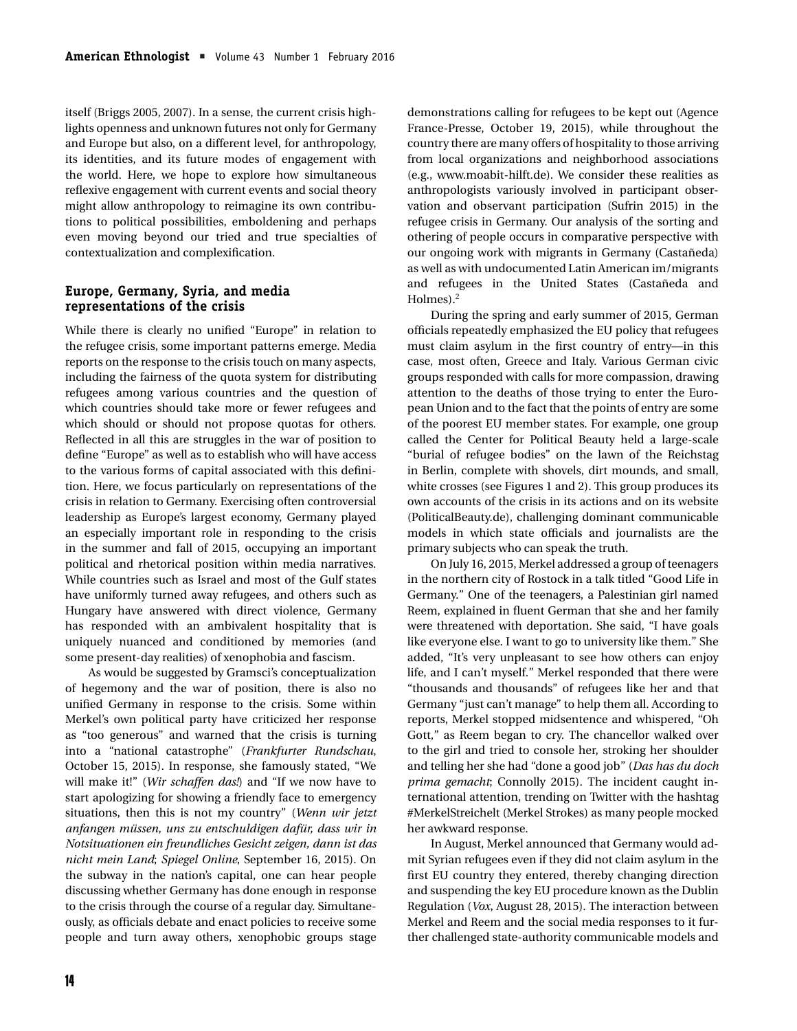itself (Briggs 2005, 2007). In a sense, the current crisis highlights openness and unknown futures not only for Germany and Europe but also, on a different level, for anthropology, its identities, and its future modes of engagement with the world. Here, we hope to explore how simultaneous reflexive engagement with current events and social theory might allow anthropology to reimagine its own contributions to political possibilities, emboldening and perhaps even moving beyond our tried and true specialties of contextualization and complexification.

## Europe, Germany, Syria, and media representations of the crisis

While there is clearly no unified "Europe" in relation to the refugee crisis, some important patterns emerge. Media reports on the response to the crisis touch on many aspects, including the fairness of the quota system for distributing refugees among various countries and the question of which countries should take more or fewer refugees and which should or should not propose quotas for others. Reflected in all this are struggles in the war of position to define "Europe" as well as to establish who will have access to the various forms of capital associated with this definition. Here, we focus particularly on representations of the crisis in relation to Germany. Exercising often controversial leadership as Europe's largest economy, Germany played an especially important role in responding to the crisis in the summer and fall of 2015, occupying an important political and rhetorical position within media narratives. While countries such as Israel and most of the Gulf states have uniformly turned away refugees, and others such as Hungary have answered with direct violence, Germany has responded with an ambivalent hospitality that is uniquely nuanced and conditioned by memories (and some present-day realities) of xenophobia and fascism.

As would be suggested by Gramsci's conceptualization of hegemony and the war of position, there is also no unified Germany in response to the crisis. Some within Merkel's own political party have criticized her response as "too generous" and warned that the crisis is turning into a "national catastrophe" (*Frankfurter Rundschau*, October 15, 2015). In response, she famously stated, "We will make it!" (*Wir schaffen das!*) and "If we now have to start apologizing for showing a friendly face to emergency situations, then this is not my country" (*Wenn wir jetzt anfangen müssen, uns zu entschuldigen dafür, dass wir in Notsituationen ein freundliches Gesicht zeigen, dann ist das nicht mein Land*; *Spiegel Online*, September 16, 2015). On the subway in the nation's capital, one can hear people discussing whether Germany has done enough in response to the crisis through the course of a regular day. Simultaneously, as officials debate and enact policies to receive some people and turn away others, xenophobic groups stage demonstrations calling for refugees to be kept out (Agence France-Presse, October 19, 2015), while throughout the country there are many offers of hospitality to those arriving from local organizations and neighborhood associations (e.g., www.moabit-hilft.de). We consider these realities as anthropologists variously involved in participant observation and observant participation (Sufrin 2015) in the refugee crisis in Germany. Our analysis of the sorting and othering of people occurs in comparative perspective with our ongoing work with migrants in Germany (Castañeda) as well as with undocumented Latin American im/migrants and refugees in the United States (Castañeda and Holmes).[2]

During the spring and early summer of 2015, German officials repeatedly emphasized the EU policy that refugees must claim asylum in the first country of entry—in this case, most often, Greece and Italy. Various German civic groups responded with calls for more compassion, drawing attention to the deaths of those trying to enter the European Union and to the fact that the points of entry are some of the poorest EU member states. For example, one group called the Center for Political Beauty held a large-scale "burial of refugee bodies" on the lawn of the Reichstag in Berlin, complete with shovels, dirt mounds, and small, white crosses (see Figures 1 and 2). This group produces its own accounts of the crisis in its actions and on its website (PoliticalBeauty.de), challenging dominant communicable models in which state officials and journalists are the primary subjects who can speak the truth.

On July 16, 2015, Merkel addressed a group of teenagers in the northern city of Rostock in a talk titled "Good Life in Germany." One of the teenagers, a Palestinian girl named Reem, explained in fluent German that she and her family were threatened with deportation. She said, "I have goals like everyone else. I want to go to university like them." She added, "It's very unpleasant to see how others can enjoy life, and I can't myself." Merkel responded that there were "thousands and thousands" of refugees like her and that Germany "just can't manage" to help them all. According to reports, Merkel stopped midsentence and whispered, "Oh Gott," as Reem began to cry. The chancellor walked over to the girl and tried to console her, stroking her shoulder and telling her she had "done a good job" (*Das has du doch prima gemacht*; Connolly 2015). The incident caught international attention, trending on Twitter with the hashtag #MerkelStreichelt (Merkel Strokes) as many people mocked her awkward response.

In August, Merkel announced that Germany would admit Syrian refugees even if they did not claim asylum in the first EU country they entered, thereby changing direction and suspending the key EU procedure known as the Dublin Regulation (*Vox*, August 28, 2015). The interaction between Merkel and Reem and the social media responses to it further challenged state-authority communicable models and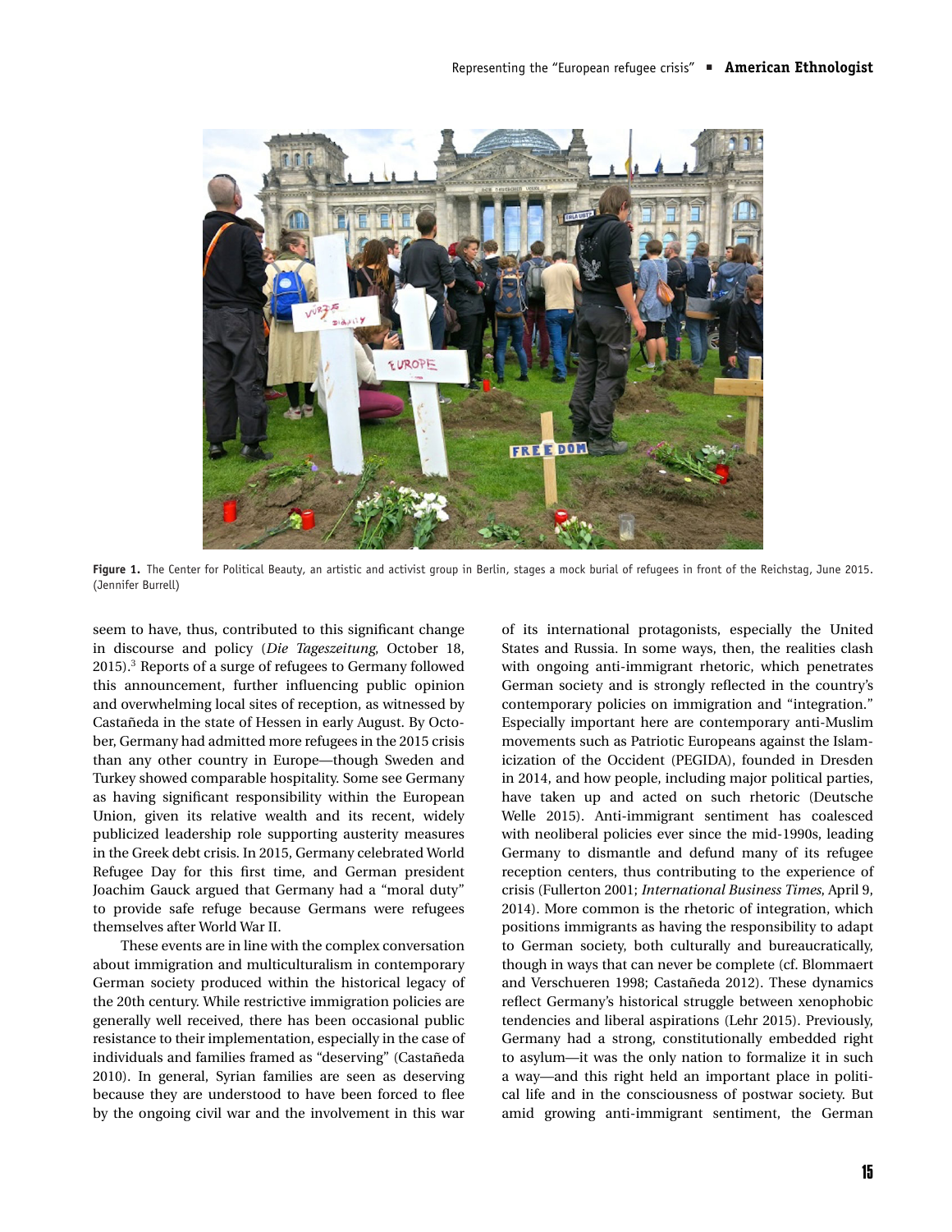Figure 1. The Center for Political Beauty, an artistic and activist group in Berlin, stages a mock burial of refugees in front of the Reichstag, June 2015. (Jennifer Burrell)

seem to have, thus, contributed to this significant change in discourse and policy (*Die Tageszeitung*, October 18, 2015).[3] Reports of a surge of refugees to Germany followed this announcement, further influencing public opinion and overwhelming local sites of reception, as witnessed by Castañeda in the state of Hessen in early August. By October, Germany had admitted more refugees in the 2015 crisis than any other country in Europe—though Sweden and Turkey showed comparable hospitality. Some see Germany as having significant responsibility within the European Union, given its relative wealth and its recent, widely publicized leadership role supporting austerity measures in the Greek debt crisis. In 2015, Germany celebrated World Refugee Day for this first time, and German president Joachim Gauck argued that Germany had a "moral duty" to provide safe refuge because Germans were refugees themselves after World War II.

These events are in line with the complex conversation about immigration and multiculturalism in contemporary German society produced within the historical legacy of the 20th century. While restrictive immigration policies are generally well received, there has been occasional public resistance to their implementation, especially in the case of individuals and families framed as "deserving" (Castañeda 2010). In general, Syrian families are seen as deserving because they are understood to have been forced to flee by the ongoing civil war and the involvement in this war of its international protagonists, especially the United States and Russia. In some ways, then, the realities clash with ongoing anti-immigrant rhetoric, which penetrates German society and is strongly reflected in the country's contemporary policies on immigration and "integration." Especially important here are contemporary anti-Muslim movements such as Patriotic Europeans against the Islamicization of the Occident (PEGIDA), founded in Dresden in 2014, and how people, including major political parties, have taken up and acted on such rhetoric (Deutsche Welle 2015). Anti-immigrant sentiment has coalesced with neoliberal policies ever since the mid-1990s, leading Germany to dismantle and defund many of its refugee reception centers, thus contributing to the experience of crisis (Fullerton 2001; *International Business Times*, April 9, 2014). More common is the rhetoric of integration, which positions immigrants as having the responsibility to adapt to German society, both culturally and bureaucratically, though in ways that can never be complete (cf. Blommaert and Verschueren 1998; Castañeda 2012). These dynamics reflect Germany's historical struggle between xenophobic tendencies and liberal aspirations (Lehr 2015). Previously, Germany had a strong, constitutionally embedded right to asylum—it was the only nation to formalize it in such a way—and this right held an important place in political life and in the consciousness of postwar society. But amid growing anti-immigrant sentiment, the German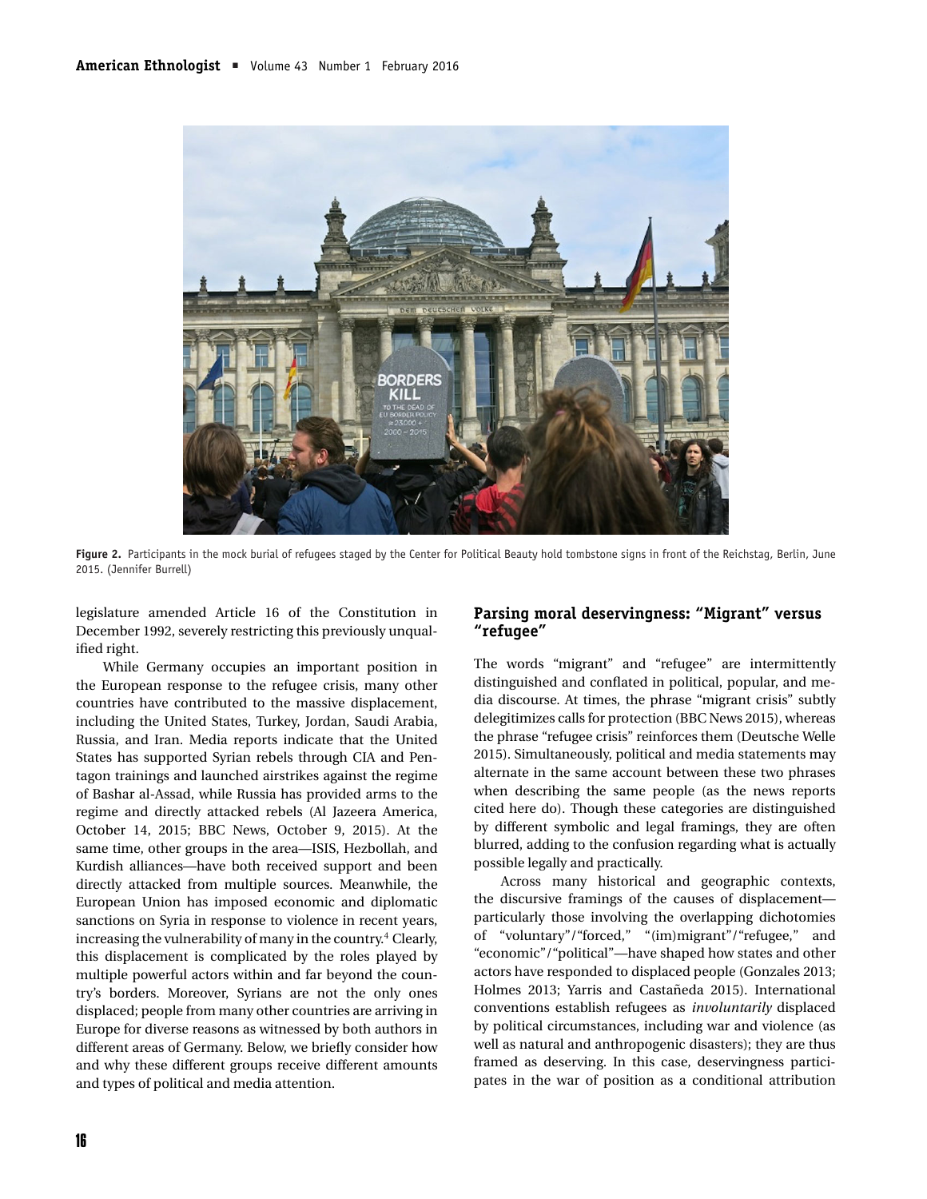Figure 2. Participants in the mock burial of refugees staged by the Center for Political Beauty hold tombstone signs in front of the Reichstag, Berlin, June 2015. (Jennifer Burrell)

legislature amended Article 16 of the Constitution in December 1992, severely restricting this previously unqualified right.

While Germany occupies an important position in the European response to the refugee crisis, many other countries have contributed to the massive displacement, including the United States, Turkey, Jordan, Saudi Arabia, Russia, and Iran. Media reports indicate that the United States has supported Syrian rebels through CIA and Pentagon trainings and launched airstrikes against the regime of Bashar al-Assad, while Russia has provided arms to the regime and directly attacked rebels (Al Jazeera America, October 14, 2015; BBC News, October 9, 2015). At the same time, other groups in the area—ISIS, Hezbollah, and Kurdish alliances—have both received support and been directly attacked from multiple sources. Meanwhile, the European Union has imposed economic and diplomatic sanctions on Syria in response to violence in recent years, increasing the vulnerability of many in the country.[4] Clearly, this displacement is complicated by the roles played by multiple powerful actors within and far beyond the country's borders. Moreover, Syrians are not the only ones displaced; people from many other countries are arriving in Europe for diverse reasons as witnessed by both authors in different areas of Germany. Below, we briefly consider how and why these different groups receive different amounts and types of political and media attention.

## Parsing moral deservingness: "Migrant" versus "refugee"

The words "migrant" and "refugee" are intermittently distinguished and conflated in political, popular, and media discourse. At times, the phrase "migrant crisis" subtly delegitimizes calls for protection (BBC News 2015), whereas the phrase "refugee crisis" reinforces them (Deutsche Welle 2015). Simultaneously, political and media statements may alternate in the same account between these two phrases when describing the same people (as the news reports cited here do). Though these categories are distinguished by different symbolic and legal framings, they are often blurred, adding to the confusion regarding what is actually possible legally and practically.

Across many historical and geographic contexts, the discursive framings of the causes of displacement—particularly those involving the overlapping dichotomies of "voluntary"/"forced," "(im)migrant"/"refugee," and "economic"/"political"—have shaped how states and other actors have responded to displaced people (Gonzales 2013; Holmes 2013; Yarris and Castañeda 2015). International conventions establish refugees as *involuntarily* displaced by political circumstances, including war and violence (as well as natural and anthropogenic disasters); they are thus framed as deserving. In this case, deservingness participates in the war of position as a conditional attribution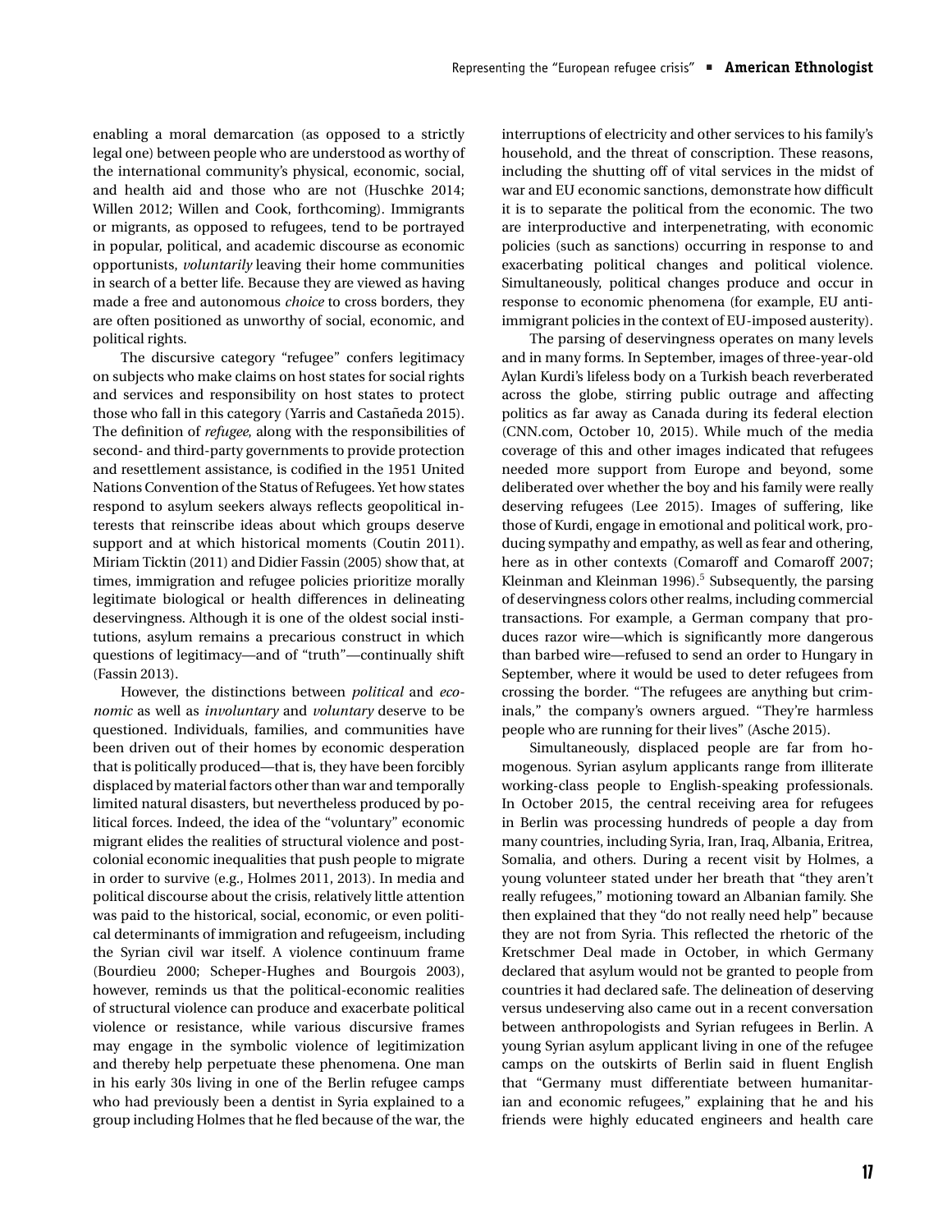enabling a moral demarcation (as opposed to a strictly legal one) between people who are understood as worthy of the international community's physical, economic, social, and health aid and those who are not (Huschke 2014; Willen 2012; Willen and Cook, forthcoming). Immigrants or migrants, as opposed to refugees, tend to be portrayed in popular, political, and academic discourse as economic opportunists, *voluntarily* leaving their home communities in search of a better life. Because they are viewed as having made a free and autonomous *choice* to cross borders, they are often positioned as unworthy of social, economic, and political rights.

The discursive category "refugee" confers legitimacy on subjects who make claims on host states for social rights and services and responsibility on host states to protect those who fall in this category (Yarris and Castañeda 2015). The definition of *refugee*, along with the responsibilities of second- and third-party governments to provide protection and resettlement assistance, is codified in the 1951 United Nations Convention of the Status of Refugees. Yet how states respond to asylum seekers always reflects geopolitical interests that reinscribe ideas about which groups deserve support and at which historical moments (Coutin 2011). Miriam Ticktin (2011) and Didier Fassin (2005) show that, at times, immigration and refugee policies prioritize morally legitimate biological or health differences in delineating deservingness. Although it is one of the oldest social institutions, asylum remains a precarious construct in which questions of legitimacy—and of "truth"—continually shift (Fassin 2013).

However, the distinctions between *political* and *economic* as well as *involuntary* and *voluntary* deserve to be questioned. Individuals, families, and communities have been driven out of their homes by economic desperation that is politically produced—that is, they have been forcibly displaced by material factors other than war and temporally limited natural disasters, but nevertheless produced by political forces. Indeed, the idea of the "voluntary" economic migrant elides the realities of structural violence and postcolonial economic inequalities that push people to migrate in order to survive (e.g., Holmes 2011, 2013). In media and political discourse about the crisis, relatively little attention was paid to the historical, social, economic, or even political determinants of immigration and refugeeism, including the Syrian civil war itself. A violence continuum frame (Bourdieu 2000; Scheper-Hughes and Bourgois 2003), however, reminds us that the political-economic realities of structural violence can produce and exacerbate political violence or resistance, while various discursive frames may engage in the symbolic violence of legitimization and thereby help perpetuate these phenomena. One man in his early 30s living in one of the Berlin refugee camps who had previously been a dentist in Syria explained to a group including Holmes that he fled because of the war, the interruptions of electricity and other services to his family's household, and the threat of conscription. These reasons, including the shutting off of vital services in the midst of war and EU economic sanctions, demonstrate how difficult it is to separate the political from the economic. The two are interproductive and interpenetrating, with economic policies (such as sanctions) occurring in response to and exacerbating political changes and political violence. Simultaneously, political changes produce and occur in response to economic phenomena (for example, EU anti-immigrant policies in the context of EU-imposed austerity).

The parsing of deservingness operates on many levels and in many forms. In September, images of three-year-old Aylan Kurdi's lifeless body on a Turkish beach reverberated across the globe, stirring public outrage and affecting politics as far away as Canada during its federal election (CNN.com, October 10, 2015). While much of the media coverage of this and other images indicated that refugees needed more support from Europe and beyond, some deliberated over whether the boy and his family were really deserving refugees (Lee 2015). Images of suffering, like those of Kurdi, engage in emotional and political work, producing sympathy and empathy, as well as fear and othering, here as in other contexts (Comaroff and Comaroff 2007; Kleinman and Kleinman 1996).[5] Subsequently, the parsing of deservingness colors other realms, including commercial transactions. For example, a German company that produces razor wire—which is significantly more dangerous than barbed wire—refused to send an order to Hungary in September, where it would be used to deter refugees from crossing the border. "The refugees are anything but criminals," the company's owners argued. "They're harmless people who are running for their lives" (Asche 2015).

Simultaneously, displaced people are far from homogenous. Syrian asylum applicants range from illiterate working-class people to English-speaking professionals. In October 2015, the central receiving area for refugees in Berlin was processing hundreds of people a day from many countries, including Syria, Iran, Iraq, Albania, Eritrea, Somalia, and others. During a recent visit by Holmes, a young volunteer stated under her breath that "they aren't really refugees," motioning toward an Albanian family. She then explained that they "do not really need help" because they are not from Syria. This reflected the rhetoric of the Kretschmer Deal made in October, in which Germany declared that asylum would not be granted to people from countries it had declared safe. The delineation of deserving versus undeserving also came out in a recent conversation between anthropologists and Syrian refugees in Berlin. A young Syrian asylum applicant living in one of the refugee camps on the outskirts of Berlin said in fluent English that "Germany must differentiate between humanitarian and economic refugees," explaining that he and his friends were highly educated engineers and health care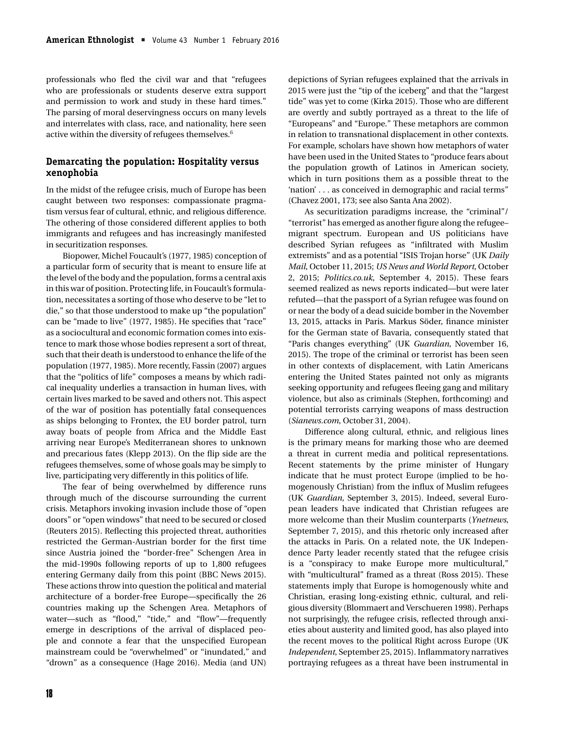professionals who fled the civil war and that "refugees who are professionals or students deserve extra support and permission to work and study in these hard times." The parsing of moral deservingness occurs on many levels and interrelates with class, race, and nationality, here seen active within the diversity of refugees themselves.[6]

## Demarcating the population: Hospitality versus xenophobia

In the midst of the refugee crisis, much of Europe has been caught between two responses: compassionate pragmatism versus fear of cultural, ethnic, and religious difference. The othering of those considered different applies to both immigrants and refugees and has increasingly manifested in securitization responses.

Biopower, Michel Foucault's (1977, 1985) conception of a particular form of security that is meant to ensure life at the level of the body and the population, forms a central axis in this war of position. Protecting life, in Foucault's formulation, necessitates a sorting of those who deserve to be "let to die," so that those understood to make up "the population" can be "made to live" (1977, 1985). He specifies that "race" as a sociocultural and economic formation comes into existence to mark those whose bodies represent a sort of threat, such that their death is understood to enhance the life of the population (1977, 1985). More recently, Fassin (2007) argues that the "politics of life" composes a means by which radical inequality underlies a transaction in human lives, with certain lives marked to be saved and others not. This aspect of the war of position has potentially fatal consequences as ships belonging to Frontex, the EU border patrol, turn away boats of people from Africa and the Middle East arriving near Europe's Mediterranean shores to unknown and precarious fates (Klepp 2013). On the flip side are the refugees themselves, some of whose goals may be simply to live, participating very differently in this politics of life.

The fear of being overwhelmed by difference runs through much of the discourse surrounding the current crisis. Metaphors invoking invasion include those of "open doors" or "open windows" that need to be secured or closed (Reuters 2015). Reflecting this projected threat, authorities restricted the German-Austrian border for the first time since Austria joined the "border-free" Schengen Area in the mid-1990s following reports of up to 1,800 refugees entering Germany daily from this point (BBC News 2015). These actions throw into question the political and material architecture of a border-free Europe—specifically the 26 countries making up the Schengen Area. Metaphors of water—such as "flood," "tide," and "flow"—frequently emerge in descriptions of the arrival of displaced people and connote a fear that the unspecified European mainstream could be "overwhelmed" or "inundated," and "drown" as a consequence (Hage 2016). Media (and UN) depictions of Syrian refugees explained that the arrivals in 2015 were just the "tip of the iceberg" and that the "largest tide" was yet to come (Kirka 2015). Those who are different are overtly and subtly portrayed as a threat to the life of "Europeans" and "Europe." These metaphors are common in relation to transnational displacement in other contexts. For example, scholars have shown how metaphors of water have been used in the United States to "produce fears about the population growth of Latinos in American society, which in turn positions them as a possible threat to the 'nation' . . . as conceived in demographic and racial terms" (Chavez 2001, 173; see also Santa Ana 2002).

As securitization paradigms increase, the "criminal"/ "terrorist" has emerged as another figure along the refugee–migrant spectrum. European and US politicians have described Syrian refugees as "infiltrated with Muslim extremists" and as a potential "ISIS Trojan horse" (UK *Daily Mail*, October 11, 2015; *US News and World Report*, October 2, 2015; *Politics.co.uk*, September 4, 2015). These fears seemed realized as news reports indicated—but were later refuted—that the passport of a Syrian refugee was found on or near the body of a dead suicide bomber in the November 13, 2015, attacks in Paris. Markus Söder, finance minister for the German state of Bavaria, consequently stated that "Paris changes everything" (UK *Guardian*, November 16, 2015). The trope of the criminal or terrorist has been seen in other contexts of displacement, with Latin Americans entering the United States painted not only as migrants seeking opportunity and refugees fleeing gang and military violence, but also as criminals (Stephen, forthcoming) and potential terrorists carrying weapons of mass destruction (*Sianews.com*, October 31, 2004).

Difference along cultural, ethnic, and religious lines is the primary means for marking those who are deemed a threat in current media and political representations. Recent statements by the prime minister of Hungary indicate that he must protect Europe (implied to be homogenously Christian) from the influx of Muslim refugees (UK *Guardian*, September 3, 2015). Indeed, several European leaders have indicated that Christian refugees are more welcome than their Muslim counterparts (*Ynetnews*, September 7, 2015), and this rhetoric only increased after the attacks in Paris. On a related note, the UK Independence Party leader recently stated that the refugee crisis is a "conspiracy to make Europe more multicultural," with "multicultural" framed as a threat (Ross 2015). These statements imply that Europe is homogenously white and Christian, erasing long-existing ethnic, cultural, and religious diversity (Blommaert and Verschueren 1998). Perhaps not surprisingly, the refugee crisis, reflected through anxieties about austerity and limited good, has also played into the recent moves to the political Right across Europe (UK *Independent*, September 25, 2015). Inflammatory narratives portraying refugees as a threat have been instrumental in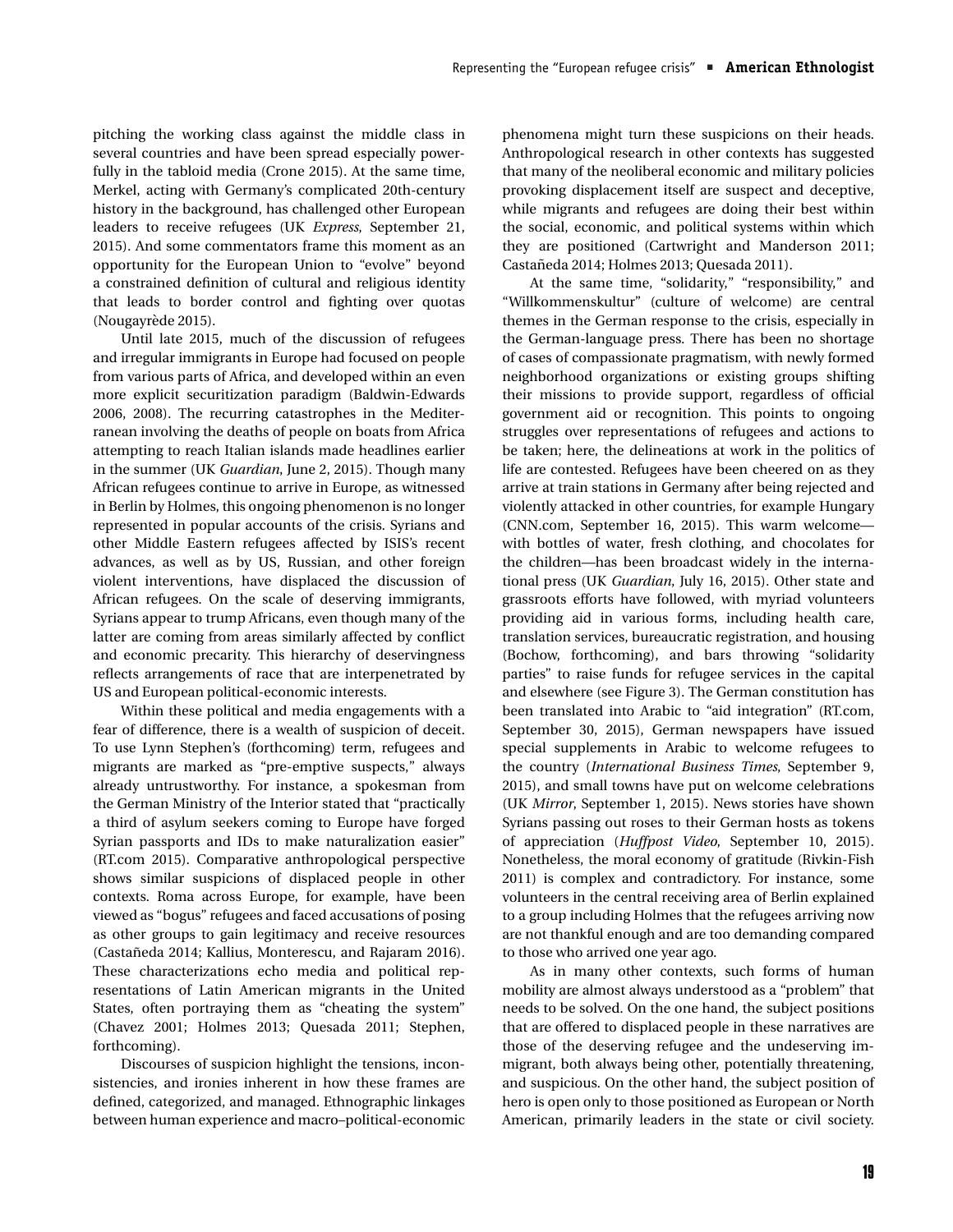pitching the working class against the middle class in several countries and have been spread especially powerfully in the tabloid media (Crone 2015). At the same time, Merkel, acting with Germany's complicated 20th-century history in the background, has challenged other European leaders to receive refugees (UK *Express*, September 21, 2015). And some commentators frame this moment as an opportunity for the European Union to "evolve" beyond a constrained definition of cultural and religious identity that leads to border control and fighting over quotas (Nougayrède 2015).

Until late 2015, much of the discussion of refugees and irregular immigrants in Europe had focused on people from various parts of Africa, and developed within an even more explicit securitization paradigm (Baldwin-Edwards 2006, 2008). The recurring catastrophes in the Mediterranean involving the deaths of people on boats from Africa attempting to reach Italian islands made headlines earlier in the summer (UK *Guardian*, June 2, 2015). Though many African refugees continue to arrive in Europe, as witnessed in Berlin by Holmes, this ongoing phenomenon is no longer represented in popular accounts of the crisis. Syrians and other Middle Eastern refugees affected by ISIS's recent advances, as well as by US, Russian, and other foreign violent interventions, have displaced the discussion of African refugees. On the scale of deserving immigrants, Syrians appear to trump Africans, even though many of the latter are coming from areas similarly affected by conflict and economic precarity. This hierarchy of deservingness reflects arrangements of race that are interpenetrated by US and European political-economic interests.

Within these political and media engagements with a fear of difference, there is a wealth of suspicion of deceit. To use Lynn Stephen's (forthcoming) term, refugees and migrants are marked as "pre-emptive suspects," always already untrustworthy. For instance, a spokesman from the German Ministry of the Interior stated that "practically a third of asylum seekers coming to Europe have forged Syrian passports and IDs to make naturalization easier" (RT.com 2015). Comparative anthropological perspective shows similar suspicions of displaced people in other contexts. Roma across Europe, for example, have been viewed as "bogus" refugees and faced accusations of posing as other groups to gain legitimacy and receive resources (Castañeda 2014; Kallius, Monterescu, and Rajaram 2016). These characterizations echo media and political representations of Latin American migrants in the United States, often portraying them as "cheating the system" (Chavez 2001; Holmes 2013; Quesada 2011; Stephen, forthcoming).

Discourses of suspicion highlight the tensions, inconsistencies, and ironies inherent in how these frames are defined, categorized, and managed. Ethnographic linkages between human experience and macro–political-economic phenomena might turn these suspicions on their heads. Anthropological research in other contexts has suggested that many of the neoliberal economic and military policies provoking displacement itself are suspect and deceptive, while migrants and refugees are doing their best within the social, economic, and political systems within which they are positioned (Cartwright and Manderson 2011; Castañeda 2014; Holmes 2013; Quesada 2011).

At the same time, "solidarity," "responsibility," and "Willkommenskultur" (culture of welcome) are central themes in the German response to the crisis, especially in the German-language press. There has been no shortage of cases of compassionate pragmatism, with newly formed neighborhood organizations or existing groups shifting their missions to provide support, regardless of official government aid or recognition. This points to ongoing struggles over representations of refugees and actions to be taken; here, the delineations at work in the politics of life are contested. Refugees have been cheered on as they arrive at train stations in Germany after being rejected and violently attacked in other countries, for example Hungary (CNN.com, September 16, 2015). This warm welcome—with bottles of water, fresh clothing, and chocolates for the children—has been broadcast widely in the international press (UK *Guardian*, July 16, 2015). Other state and grassroots efforts have followed, with myriad volunteers providing aid in various forms, including health care, translation services, bureaucratic registration, and housing (Bochow, forthcoming), and bars throwing "solidarity parties" to raise funds for refugee services in the capital and elsewhere (see Figure 3). The German constitution has been translated into Arabic to "aid integration" (RT.com, September 30, 2015), German newspapers have issued special supplements in Arabic to welcome refugees to the country (*International Business Times*, September 9, 2015), and small towns have put on welcome celebrations (UK *Mirror*, September 1, 2015). News stories have shown Syrians passing out roses to their German hosts as tokens of appreciation (*Huffpost Video*, September 10, 2015). Nonetheless, the moral economy of gratitude (Rivkin-Fish 2011) is complex and contradictory. For instance, some volunteers in the central receiving area of Berlin explained to a group including Holmes that the refugees arriving now are not thankful enough and are too demanding compared to those who arrived one year ago.

As in many other contexts, such forms of human mobility are almost always understood as a "problem" that needs to be solved. On the one hand, the subject positions that are offered to displaced people in these narratives are those of the deserving refugee and the undeserving immigrant, both always being other, potentially threatening, and suspicious. On the other hand, the subject position of hero is open only to those positioned as European or North American, primarily leaders in the state or civil society.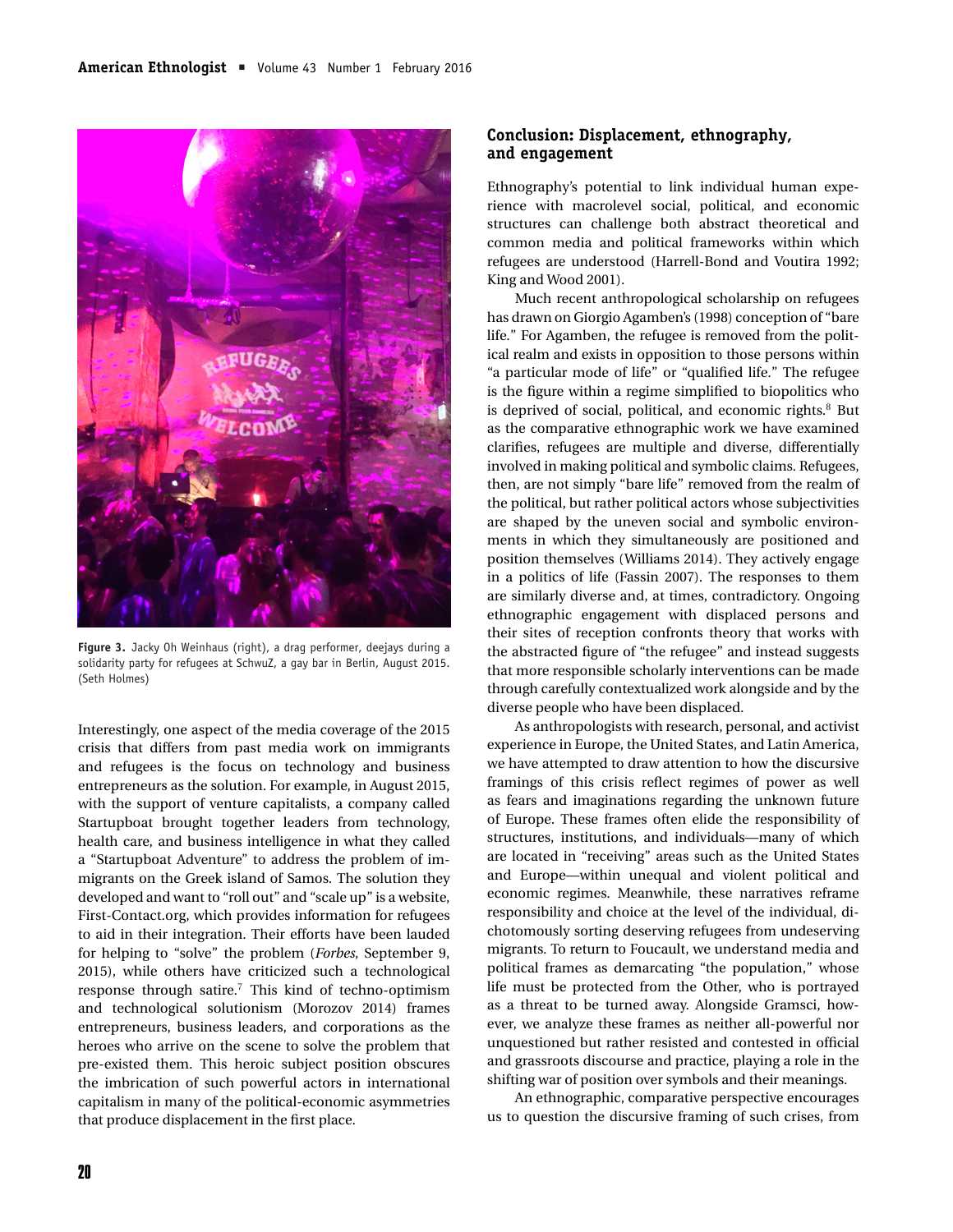Figure 3. Jacky Oh Weinhaus (right), a drag performer, deejays during a solidarity party for refugees at SchwuZ, a gay bar in Berlin, August 2015. (Seth Holmes)

Interestingly, one aspect of the media coverage of the 2015 crisis that differs from past media work on immigrants and refugees is the focus on technology and business entrepreneurs as the solution. For example, in August 2015, with the support of venture capitalists, a company called Startupboat brought together leaders from technology, health care, and business intelligence in what they called a "Startupboat Adventure" to address the problem of immigrants on the Greek island of Samos. The solution they developed and want to "roll out" and "scale up" is a website, First-Contact.org, which provides information for refugees to aid in their integration. Their efforts have been lauded for helping to "solve" the problem (*Forbes*, September 9, 2015), while others have criticized such a technological response through satire.[7] This kind of techno-optimism and technological solutionism (Morozov 2014) frames entrepreneurs, business leaders, and corporations as the heroes who arrive on the scene to solve the problem that pre-existed them. This heroic subject position obscures the imbrication of such powerful actors in international capitalism in many of the political-economic asymmetries that produce displacement in the first place.

## Conclusion: Displacement, ethnography, and engagement

Ethnography's potential to link individual human experience with macrolevel social, political, and economic structures can challenge both abstract theoretical and common media and political frameworks within which refugees are understood (Harrell-Bond and Voutira 1992; King and Wood 2001).

Much recent anthropological scholarship on refugees has drawn on Giorgio Agamben's (1998) conception of "bare life." For Agamben, the refugee is removed from the political realm and exists in opposition to those persons within "a particular mode of life" or "qualified life." The refugee is the figure within a regime simplified to biopolitics who is deprived of social, political, and economic rights.[8] But as the comparative ethnographic work we have examined clarifies, refugees are multiple and diverse, differentially involved in making political and symbolic claims. Refugees, then, are not simply "bare life" removed from the realm of the political, but rather political actors whose subjectivities are shaped by the uneven social and symbolic environments in which they simultaneously are positioned and position themselves (Williams 2014). They actively engage in a politics of life (Fassin 2007). The responses to them are similarly diverse and, at times, contradictory. Ongoing ethnographic engagement with displaced persons and their sites of reception confronts theory that works with the abstracted figure of "the refugee" and instead suggests that more responsible scholarly interventions can be made through carefully contextualized work alongside and by the diverse people who have been displaced.

As anthropologists with research, personal, and activist experience in Europe, the United States, and Latin America, we have attempted to draw attention to how the discursive framings of this crisis reflect regimes of power as well as fears and imaginations regarding the unknown future of Europe. These frames often elide the responsibility of structures, institutions, and individuals—many of which are located in "receiving" areas such as the United States and Europe—within unequal and violent political and economic regimes. Meanwhile, these narratives reframe responsibility and choice at the level of the individual, dichotomously sorting deserving refugees from undeserving migrants. To return to Foucault, we understand media and political frames as demarcating "the population," whose life must be protected from the Other, who is portrayed as a threat to be turned away. Alongside Gramsci, however, we analyze these frames as neither all-powerful nor unquestioned but rather resisted and contested in official and grassroots discourse and practice, playing a role in the shifting war of position over symbols and their meanings.

An ethnographic, comparative perspective encourages us to question the discursive framing of such crises, from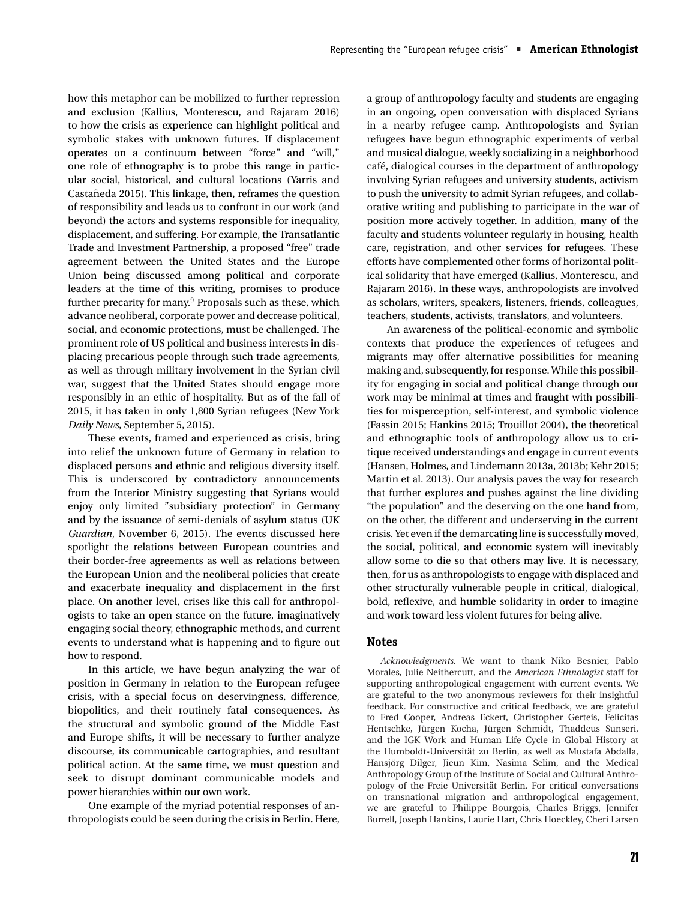how this metaphor can be mobilized to further repression and exclusion (Kallius, Monterescu, and Rajaram 2016) to how the crisis as experience can highlight political and symbolic stakes with unknown futures. If displacement operates on a continuum between "force" and "will," one role of ethnography is to probe this range in particular social, historical, and cultural locations (Yarris and Castañeda 2015). This linkage, then, reframes the question of responsibility and leads us to confront in our work (and beyond) the actors and systems responsible for inequality, displacement, and suffering. For example, the Transatlantic Trade and Investment Partnership, a proposed "free" trade agreement between the United States and the Europe Union being discussed among political and corporate leaders at the time of this writing, promises to produce further precarity for many.[9] Proposals such as these, which advance neoliberal, corporate power and decrease political, social, and economic protections, must be challenged. The prominent role of US political and business interests in displacing precarious people through such trade agreements, as well as through military involvement in the Syrian civil war, suggest that the United States should engage more responsibly in an ethic of hospitality. But as of the fall of 2015, it has taken in only 1,800 Syrian refugees (New York *Daily News*, September 5, 2015).

These events, framed and experienced as crisis, bring into relief the unknown future of Germany in relation to displaced persons and ethnic and religious diversity itself. This is underscored by contradictory announcements from the Interior Ministry suggesting that Syrians would enjoy only limited "subsidiary protection" in Germany and by the issuance of semi-denials of asylum status (UK *Guardian*, November 6, 2015). The events discussed here spotlight the relations between European countries and their border-free agreements as well as relations between the European Union and the neoliberal policies that create and exacerbate inequality and displacement in the first place. On another level, crises like this call for anthropologists to take an open stance on the future, imaginatively engaging social theory, ethnographic methods, and current events to understand what is happening and to figure out how to respond.

In this article, we have begun analyzing the war of position in Germany in relation to the European refugee crisis, with a special focus on deservingness, difference, biopolitics, and their routinely fatal consequences. As the structural and symbolic ground of the Middle East and Europe shifts, it will be necessary to further analyze discourse, its communicable cartographies, and resultant political action. At the same time, we must question and seek to disrupt dominant communicable models and power hierarchies within our own work.

One example of the myriad potential responses of anthropologists could be seen during the crisis in Berlin. Here, a group of anthropology faculty and students are engaging in an ongoing, open conversation with displaced Syrians in a nearby refugee camp. Anthropologists and Syrian refugees have begun ethnographic experiments of verbal and musical dialogue, weekly socializing in a neighborhood café, dialogical courses in the department of anthropology involving Syrian refugees and university students, activism to push the university to admit Syrian refugees, and collaborative writing and publishing to participate in the war of position more actively together. In addition, many of the faculty and students volunteer regularly in housing, health care, registration, and other services for refugees. These efforts have complemented other forms of horizontal political solidarity that have emerged (Kallius, Monterescu, and Rajaram 2016). In these ways, anthropologists are involved as scholars, writers, speakers, listeners, friends, colleagues, teachers, students, activists, translators, and volunteers.

An awareness of the political-economic and symbolic contexts that produce the experiences of refugees and migrants may offer alternative possibilities for meaning making and, subsequently, for response. While this possibility for engaging in social and political change through our work may be minimal at times and fraught with possibilities for misperception, self-interest, and symbolic violence (Fassin 2015; Hankins 2015; Trouillot 2004), the theoretical and ethnographic tools of anthropology allow us to critique received understandings and engage in current events (Hansen, Holmes, and Lindemann 2013a, 2013b; Kehr 2015; Martin et al. 2013). Our analysis paves the way for research that further explores and pushes against the line dividing "the population" and the deserving on the one hand from, on the other, the different and underserving in the current crisis. Yet even if the demarcating line is successfully moved, the social, political, and economic system will inevitably allow some to die so that others may live. It is necessary, then, for us as anthropologists to engage with displaced and other structurally vulnerable people in critical, dialogical, bold, reflexive, and humble solidarity in order to imagine and work toward less violent futures for being alive.

## Notes

*Acknowledgments*. We want to thank Niko Besnier, Pablo Morales, Julie Neithercutt, and the *American Ethnologist* staff for supporting anthropological engagement with current events. We are grateful to the two anonymous reviewers for their insightful feedback. For constructive and critical feedback, we are grateful to Fred Cooper, Andreas Eckert, Christopher Gerteis, Felicitas Hentschke, Jürgen Kocha, Jürgen Schmidt, Thaddeus Sunseri, and the IGK Work and Human Life Cycle in Global History at the Humboldt-Universität zu Berlin, as well as Mustafa Abdalla, Hansjörg Dilger, Jieun Kim, Nasima Selim, and the Medical Anthropology Group of the Institute of Social and Cultural Anthropology of the Freie Universität Berlin. For critical conversations on transnational migration and anthropological engagement, we are grateful to Philippe Bourgois, Charles Briggs, Jennifer Burrell, Joseph Hankins, Laurie Hart, Chris Hoeckley, Cheri Larsen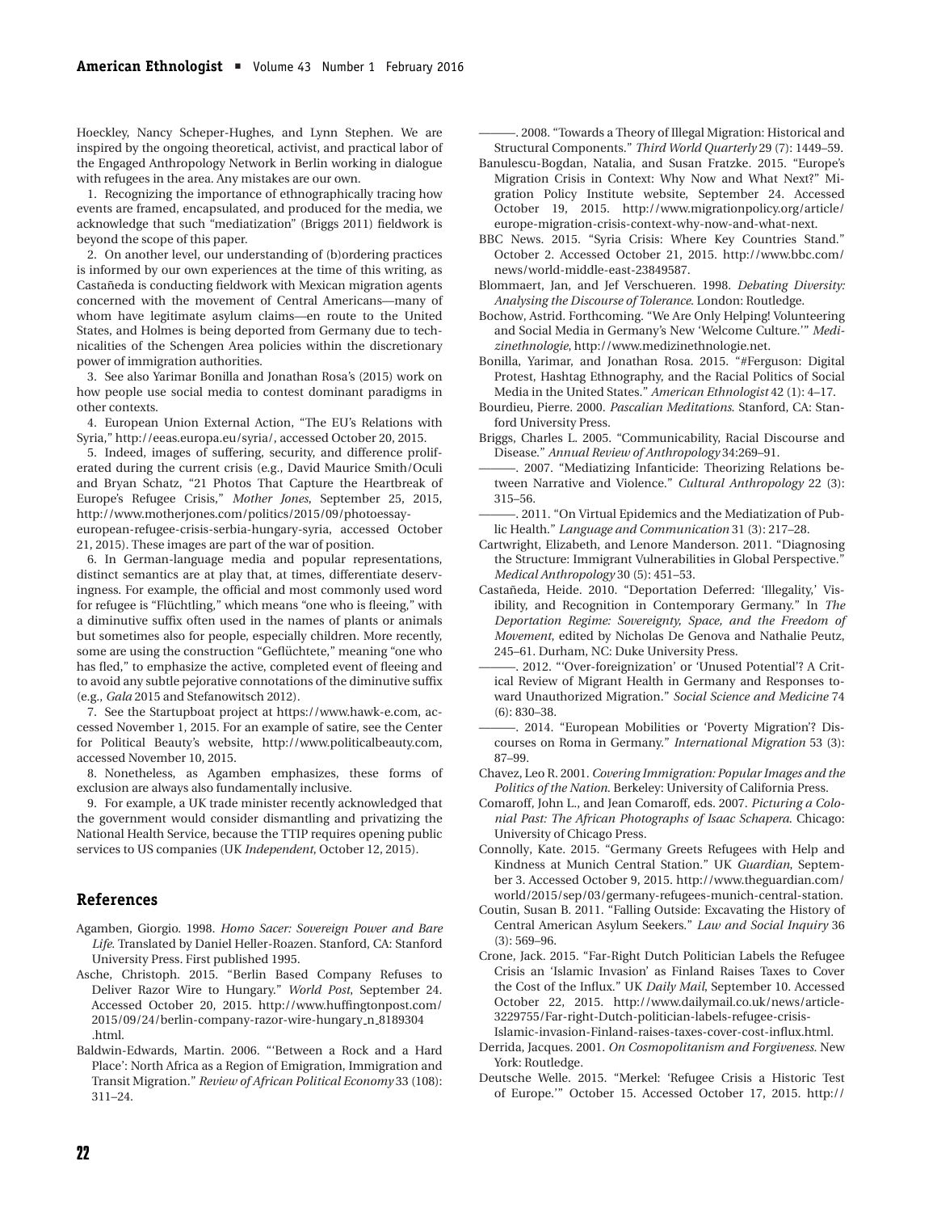Hoeckley, Nancy Scheper-Hughes, and Lynn Stephen. We are inspired by the ongoing theoretical, activist, and practical labor of the Engaged Anthropology Network in Berlin working in dialogue with refugees in the area. Any mistakes are our own.

1. Recognizing the importance of ethnographically tracing how events are framed, encapsulated, and produced for the media, we acknowledge that such "mediatization" (Briggs 2011) fieldwork is beyond the scope of this paper.

2. On another level, our understanding of (b)ordering practices is informed by our own experiences at the time of this writing, as Castañeda is conducting fieldwork with Mexican migration agents concerned with the movement of Central Americans—many of whom have legitimate asylum claims—en route to the United States, and Holmes is being deported from Germany due to technicalities of the Schengen Area policies within the discretionary power of immigration authorities.

3. See also Yarimar Bonilla and Jonathan Rosa's (2015) work on how people use social media to contest dominant paradigms in other contexts.

4. European Union External Action, "The EU's Relations with Syria," http://eeas.europa.eu/syria/, accessed October 20, 2015.

5. Indeed, images of suffering, security, and difference proliferated during the current crisis (e.g., David Maurice Smith/Oculi and Bryan Schatz, "21 Photos That Capture the Heartbreak of Europe's Refugee Crisis," *Mother Jones*, September 25, 2015, http://www.motherjones.com/politics/2015/09/photoessay-european-refugee-crisis-serbia-hungary-syria, accessed October 21, 2015). These images are part of the war of position.

6. In German-language media and popular representations, distinct semantics are at play that, at times, differentiate deservingness. For example, the official and most commonly used word for refugee is "Flüchtling," which means "one who is fleeing," with a diminutive suffix often used in the names of plants or animals but sometimes also for people, especially children. More recently, some are using the construction "Geflüchtete," meaning "one who has fled," to emphasize the active, completed event of fleeing and to avoid any subtle pejorative connotations of the diminutive suffix (e.g., *Gala* 2015 and Stefanowitsch 2012).

7. See the Startupboat project at https://www.hawk-e.com, accessed November 1, 2015. For an example of satire, see the Center for Political Beauty's website, http://www.politicalbeauty.com, accessed November 10, 2015.

8. Nonetheless, as Agamben emphasizes, these forms of exclusion are always also fundamentally inclusive.

9. For example, a UK trade minister recently acknowledged that the government would consider dismantling and privatizing the National Health Service, because the TTIP requires opening public services to US companies (UK *Independent*, October 12, 2015).

## References

Agamben, Giorgio. 1998. *Homo Sacer: Sovereign Power and Bare Life*. Translated by Daniel Heller-Roazen. Stanford, CA: Stanford University Press. First published 1995.

Asche, Christoph. 2015. "Berlin Based Company Refuses to Deliver Razor Wire to Hungary." *World Post*, September 24. Accessed October 20, 2015. http://www.huffingtonpost.com/2015/09/24/berlin-company-razor-wire-hungary_n_8189304.html.

Baldwin-Edwards, Martin. 2006. "'Between a Rock and a Hard Place': North Africa as a Region of Emigration, Immigration and Transit Migration." *Review of African Political Economy* 33 (108): 311–24.

———. 2008. "Towards a Theory of Illegal Migration: Historical and Structural Components." *Third World Quarterly* 29 (7): 1449–59.

Banulescu-Bogdan, Natalia, and Susan Fratzke. 2015. "Europe's Migration Crisis in Context: Why Now and What Next?" Migration Policy Institute website, September 24. Accessed October 19, 2015. http://www.migrationpolicy.org/article/europe-migration-crisis-context-why-now-and-what-next.

BBC News. 2015. "Syria Crisis: Where Key Countries Stand." October 2. Accessed October 21, 2015. http://www.bbc.com/news/world-middle-east-23849587.

Blommaert, Jan, and Jef Verschueren. 1998. *Debating Diversity: Analysing the Discourse of Tolerance*. London: Routledge.

Bochow, Astrid. Forthcoming. "We Are Only Helping! Volunteering and Social Media in Germany's New 'Welcome Culture.'" *Medizinethnologie*, http://www.medizinethnologie.net.

Bonilla, Yarimar, and Jonathan Rosa. 2015. "#Ferguson: Digital Protest, Hashtag Ethnography, and the Racial Politics of Social Media in the United States." *American Ethnologist* 42 (1): 4–17.

Bourdieu, Pierre. 2000. *Pascalian Meditations*. Stanford, CA: Stanford University Press.

Briggs, Charles L. 2005. "Communicability, Racial Discourse and Disease." *Annual Review of Anthropology* 34:269–91.

———. 2007. "Mediatizing Infanticide: Theorizing Relations between Narrative and Violence." *Cultural Anthropology* 22 (3): 315–56.

———. 2011. "On Virtual Epidemics and the Mediatization of Public Health." *Language and Communication* 31 (3): 217–28.

Cartwright, Elizabeth, and Lenore Manderson. 2011. "Diagnosing the Structure: Immigrant Vulnerabilities in Global Perspective." *Medical Anthropology* 30 (5): 451–53.

Castañeda, Heide. 2010. "Deportation Deferred: 'Illegality,' Visibility, and Recognition in Contemporary Germany." In *The Deportation Regime: Sovereignty, Space, and the Freedom of Movement*, edited by Nicholas De Genova and Nathalie Peutz, 245–61. Durham, NC: Duke University Press.

———. 2012. "'Over-foreignization' or 'Unused Potential'? A Critical Review of Migrant Health in Germany and Responses toward Unauthorized Migration." *Social Science and Medicine* 74 (6): 830–38.

———. 2014. "European Mobilities or 'Poverty Migration'? Discourses on Roma in Germany." *International Migration* 53 (3): 87–99.

Chavez, Leo R. 2001. *Covering Immigration: Popular Images and the Politics of the Nation*. Berkeley: University of California Press.

Comaroff, John L., and Jean Comaroff, eds. 2007. *Picturing a Colonial Past: The African Photographs of Isaac Schapera*. Chicago: University of Chicago Press.

Connolly, Kate. 2015. "Germany Greets Refugees with Help and Kindness at Munich Central Station." UK *Guardian*, September 3. Accessed October 9, 2015. http://www.theguardian.com/world/2015/sep/03/germany-refugees-munich-central-station.

Coutin, Susan B. 2011. "Falling Outside: Excavating the History of Central American Asylum Seekers." *Law and Social Inquiry* 36 (3): 569–96.

Crone, Jack. 2015. "Far-Right Dutch Politician Labels the Refugee Crisis an 'Islamic Invasion' as Finland Raises Taxes to Cover the Cost of the Influx." UK *Daily Mail*, September 10. Accessed October 22, 2015. http://www.dailymail.co.uk/news/article-3229755/Far-right-Dutch-politician-labels-refugee-crisis-Islamic-invasion-Finland-raises-taxes-cover-cost-influx.html.

Derrida, Jacques. 2001. *On Cosmopolitanism and Forgiveness*. New York: Routledge.

Deutsche Welle. 2015. "Merkel: 'Refugee Crisis a Historic Test of Europe.'" October 15. Accessed October 17, 2015. http://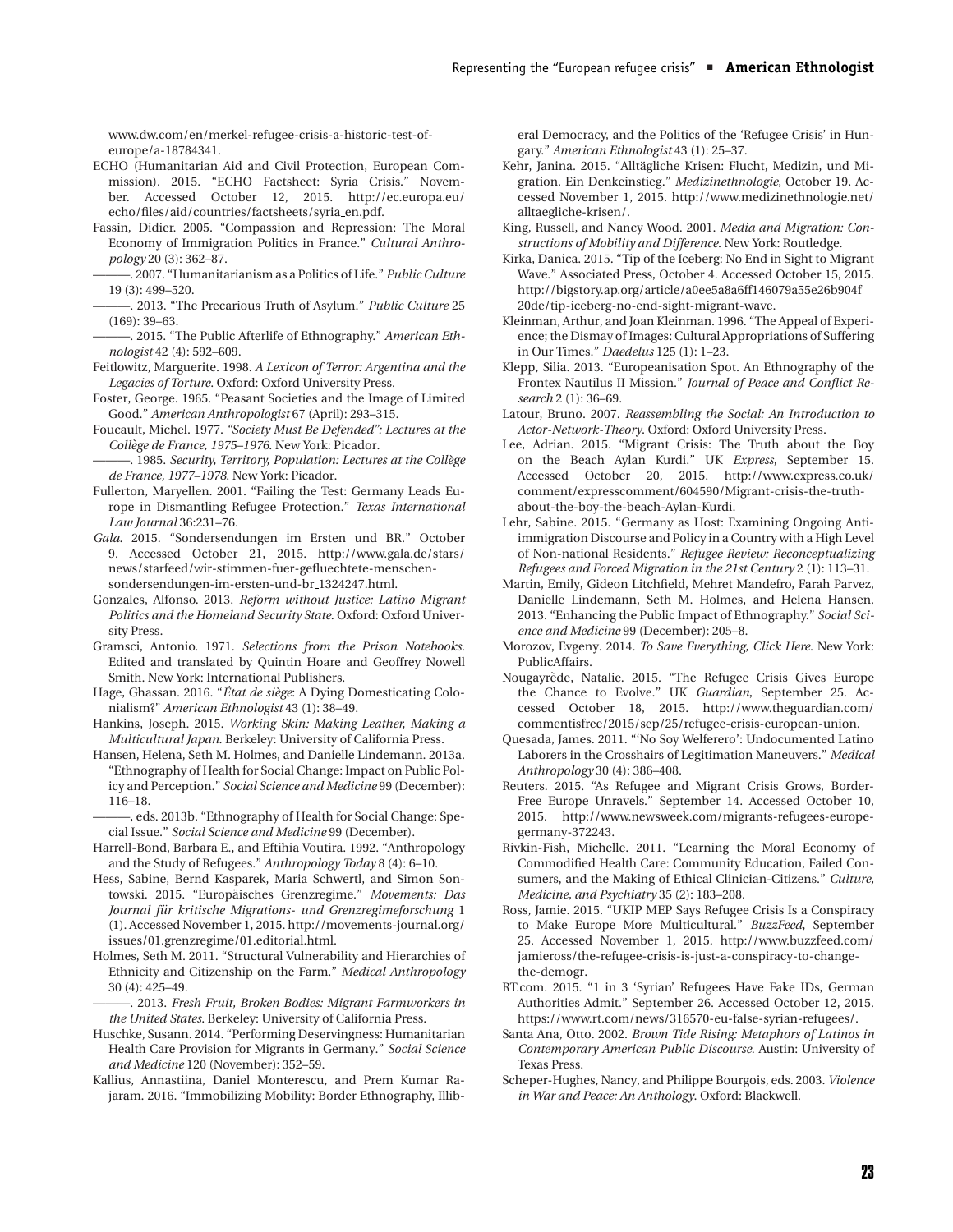www.dw.com/en/merkel-refugee-crisis-a-historic-test-of-europe/a-18784341.

ECHO (Humanitarian Aid and Civil Protection, European Commission). 2015. "ECHO Factsheet: Syria Crisis." November. Accessed October 12, 2015. http://ec.europa.eu/echo/files/aid/countries/factsheets/syria_en.pdf.

Fassin, Didier. 2005. "Compassion and Repression: The Moral Economy of Immigration Politics in France." *Cultural Anthropology* 20 (3): 362–87.

———. 2007. "Humanitarianism as a Politics of Life." *Public Culture* 19 (3): 499–520.

———. 2013. "The Precarious Truth of Asylum." *Public Culture* 25 (169): 39–63.

———. 2015. "The Public Afterlife of Ethnography." *American Ethnologist* 42 (4): 592–609.

Feitlowitz, Marguerite. 1998. *A Lexicon of Terror: Argentina and the Legacies of Torture*. Oxford: Oxford University Press.

Foster, George. 1965. "Peasant Societies and the Image of Limited Good." *American Anthropologist* 67 (April): 293–315.

Foucault, Michel. 1977. *"Society Must Be Defended": Lectures at the Collège de France, 1975–1976*. New York: Picador.

———. 1985. *Security, Territory, Population: Lectures at the Collège de France, 1977–1978*. New York: Picador.

Fullerton, Maryellen. 2001. "Failing the Test: Germany Leads Europe in Dismantling Refugee Protection." *Texas International Law Journal* 36:231–76.

*Gala*. 2015. "Sondersendungen im Ersten und BR." October 9. Accessed October 21, 2015. http://www.gala.de/stars/news/starfeed/wir-stimmen-fuer-gefluechtete-menschen-sondersendungen-im-ersten-und-br_1324247.html.

Gonzales, Alfonso. 2013. *Reform without Justice: Latino Migrant Politics and the Homeland Security State*. Oxford: Oxford University Press.

Gramsci, Antonio. 1971. *Selections from the Prison Notebooks*. Edited and translated by Quintin Hoare and Geoffrey Nowell Smith. New York: International Publishers.

Hage, Ghassan. 2016. "*État de siège*: A Dying Domesticating Colonialism?" *American Ethnologist* 43 (1): 38–49.

Hankins, Joseph. 2015. *Working Skin: Making Leather, Making a Multicultural Japan*. Berkeley: University of California Press.

Hansen, Helena, Seth M. Holmes, and Danielle Lindemann. 2013a. "Ethnography of Health for Social Change: Impact on Public Policy and Perception." *Social Science and Medicine* 99 (December): 116–18.

———, eds. 2013b. "Ethnography of Health for Social Change: Special Issue." *Social Science and Medicine* 99 (December).

Harrell-Bond, Barbara E., and Eftihia Voutira. 1992. "Anthropology and the Study of Refugees." *Anthropology Today* 8 (4): 6–10.

Hess, Sabine, Bernd Kasparek, Maria Schwertl, and Simon Sontowski. 2015. "Europäisches Grenzregime." *Movements: Das Journal für kritische Migrations- und Grenzregimeforschung* 1 (1). Accessed November 1, 2015. http://movements-journal.org/issues/01.grenzregime/01.editorial.html.

Holmes, Seth M. 2011. "Structural Vulnerability and Hierarchies of Ethnicity and Citizenship on the Farm." *Medical Anthropology* 30 (4): 425–49.

———. 2013. *Fresh Fruit, Broken Bodies: Migrant Farmworkers in the United States*. Berkeley: University of California Press.

Huschke, Susann. 2014. "Performing Deservingness: Humanitarian Health Care Provision for Migrants in Germany." *Social Science and Medicine* 120 (November): 352–59.

Kallius, Annastiina, Daniel Monterescu, and Prem Kumar Rajaram. 2016. "Immobilizing Mobility: Border Ethnography, Illiberal Democracy, and the Politics of the 'Refugee Crisis' in Hungary." *American Ethnologist* 43 (1): 25–37.

Kehr, Janina. 2015. "Alltägliche Krisen: Flucht, Medizin, und Migration. Ein Denkeinstieg." *Medizinethnologie*, October 19. Accessed November 1, 2015. http://www.medizinethnologie.net/alltaegliche-krisen/.

King, Russell, and Nancy Wood. 2001. *Media and Migration: Constructions of Mobility and Difference*. New York: Routledge.

Kirka, Danica. 2015. "Tip of the Iceberg: No End in Sight to Migrant Wave." Associated Press, October 4. Accessed October 15, 2015. http://bigstory.ap.org/article/a0ee5a8a6ff146079a55e26b904f20de/tip-iceberg-no-end-sight-migrant-wave.

Kleinman, Arthur, and Joan Kleinman. 1996. "The Appeal of Experience; the Dismay of Images: Cultural Appropriations of Suffering in Our Times." *Daedelus* 125 (1): 1–23.

Klepp, Silia. 2013. "Europeanisation Spot. An Ethnography of the Frontex Nautilus II Mission." *Journal of Peace and Conflict Research* 2 (1): 36–69.

Latour, Bruno. 2007. *Reassembling the Social: An Introduction to Actor-Network-Theory*. Oxford: Oxford University Press.

Lee, Adrian. 2015. "Migrant Crisis: The Truth about the Boy on the Beach Aylan Kurdi." UK *Express*, September 15. Accessed October 20, 2015. http://www.express.co.uk/comment/expresscomment/604590/Migrant-crisis-the-truth-about-the-boy-the-beach-Aylan-Kurdi.

Lehr, Sabine. 2015. "Germany as Host: Examining Ongoing Anti-immigration Discourse and Policy in a Country with a High Level of Non-national Residents." *Refugee Review: Reconceptualizing Refugees and Forced Migration in the 21st Century* 2 (1): 113–31.

Martin, Emily, Gideon Litchfield, Mehret Mandefro, Farah Parvez, Danielle Lindemann, Seth M. Holmes, and Helena Hansen. 2013. "Enhancing the Public Impact of Ethnography." *Social Science and Medicine* 99 (December): 205–8.

Morozov, Evgeny. 2014. *To Save Everything, Click Here*. New York: PublicAffairs.

Nougayrède, Natalie. 2015. "The Refugee Crisis Gives Europe the Chance to Evolve." UK *Guardian*, September 25. Accessed October 18, 2015. http://www.theguardian.com/commentisfree/2015/sep/25/refugee-crisis-european-union.

Quesada, James. 2011. "'No Soy Welferero': Undocumented Latino Laborers in the Crosshairs of Legitimation Maneuvers." *Medical Anthropology* 30 (4): 386–408.

Reuters. 2015. "As Refugee and Migrant Crisis Grows, Border-Free Europe Unravels." September 14. Accessed October 10, 2015. http://www.newsweek.com/migrants-refugees-europe-germany-372243.

Rivkin-Fish, Michelle. 2011. "Learning the Moral Economy of Commodified Health Care: Community Education, Failed Consumers, and the Making of Ethical Clinician-Citizens." *Culture, Medicine, and Psychiatry* 35 (2): 183–208.

Ross, Jamie. 2015. "UKIP MEP Says Refugee Crisis Is a Conspiracy to Make Europe More Multicultural." *BuzzFeed*, September 25. Accessed November 1, 2015. http://www.buzzfeed.com/jamieross/the-refugee-crisis-is-just-a-conspiracy-to-change-the-demogr.

RT.com. 2015. "1 in 3 'Syrian' Refugees Have Fake IDs, German Authorities Admit." September 26. Accessed October 12, 2015. https://www.rt.com/news/316570-eu-false-syrian-refugees/.

Santa Ana, Otto. 2002. *Brown Tide Rising: Metaphors of Latinos in Contemporary American Public Discourse*. Austin: University of Texas Press.

Scheper-Hughes, Nancy, and Philippe Bourgois, eds. 2003. *Violence in War and Peace: An Anthology*. Oxford: Blackwell.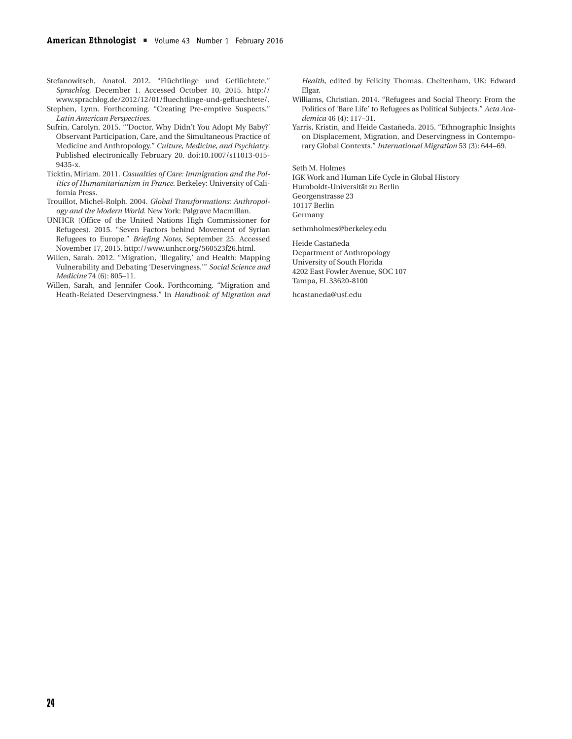Stefanowitsch, Anatol. 2012. "Flüchtlinge und Geflüchtete." *Sprachlog*, December 1. Accessed October 10, 2015. http://www.sprachlog.de/2012/12/01/fluechtlinge-und-gefluechtete/.

Stephen, Lynn. Forthcoming. "Creating Pre-emptive Suspects." *Latin American Perspectives*.

Sufrin, Carolyn. 2015. "'Doctor, Why Didn't You Adopt My Baby?' Observant Participation, Care, and the Simultaneous Practice of Medicine and Anthropology." *Culture, Medicine, and Psychiatry*. Published electronically February 20. doi:10.1007/s11013-015-9435-x.

Ticktin, Miriam. 2011. *Casualties of Care: Immigration and the Politics of Humanitarianism in France*. Berkeley: University of California Press.

Trouillot, Michel-Rolph. 2004. *Global Transformations: Anthropology and the Modern World*. New York: Palgrave Macmillan.

UNHCR (Office of the United Nations High Commissioner for Refugees). 2015. "Seven Factors behind Movement of Syrian Refugees to Europe." *Briefing Notes*, September 25. Accessed November 17, 2015. http://www.unhcr.org/560523f26.html.

Willen, Sarah. 2012. "Migration, 'Illegality,' and Health: Mapping Vulnerability and Debating 'Deservingness.'" *Social Science and Medicine* 74 (6): 805–11.

Willen, Sarah, and Jennifer Cook. Forthcoming. "Migration and Heath-Related Deservingness." In *Handbook of Migration and Health*, edited by Felicity Thomas. Cheltenham, UK: Edward Elgar.

Williams, Christian. 2014. "Refugees and Social Theory: From the Politics of 'Bare Life' to Refugees as Political Subjects." *Acta Academica* 46 (4): 117–31.

Yarris, Kristin, and Heide Castañeda. 2015. "Ethnographic Insights on Displacement, Migration, and Deservingness in Contemporary Global Contexts." *International Migration* 53 (3): 644–69.

Seth M. Holmes
IGK Work and Human Life Cycle in Global History
Humboldt-Universität zu Berlin
Georgenstrasse 23
10117 Berlin
Germany

sethmholmes@berkeley.edu

Heide Castañeda
Department of Anthropology
University of South Florida
4202 East Fowler Avenue, SOC 107
Tampa, FL 33620-8100

hcastaneda@usf.edu